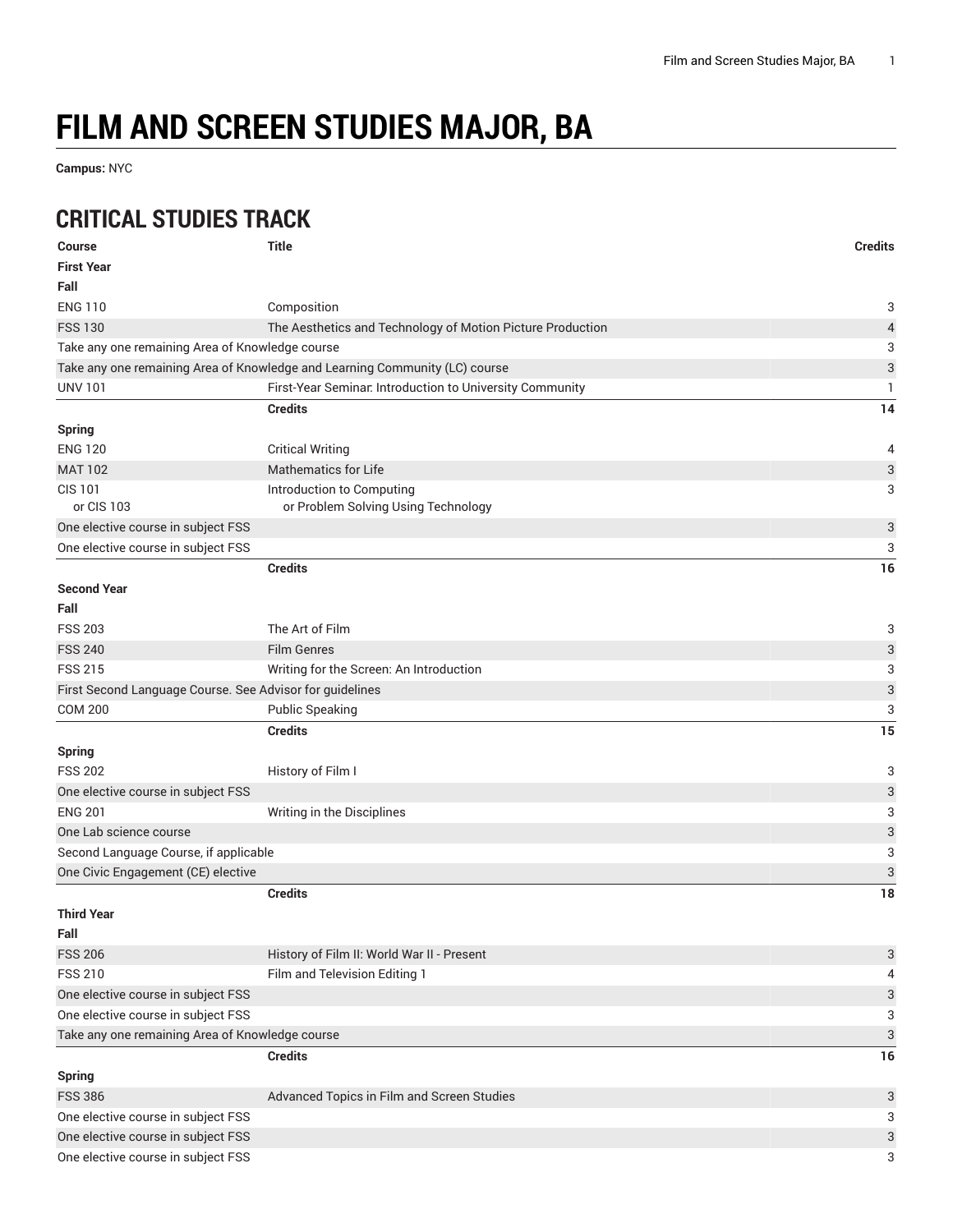# FILM AND SCREEN STUDIES MAJOR, BA

**Campus:** NYC

## CRITICAL STUDIES TRACK

| Course | Title | Credits |
|---|---|---|
| **First Year** | | |
| **Fall** | | |
| ENG 110 | Composition | 3 |
| FSS 130 | The Aesthetics and Technology of Motion Picture Production | 4 |
| Take any one remaining Area of Knowledge course | | 3 |
| Take any one remaining Area of Knowledge and Learning Community (LC) course | | 3 |
| UNV 101 | First-Year Seminar: Introduction to University Community | 1 |
| | **Credits** | **14** |
| **Spring** | | |
| ENG 120 | Critical Writing | 4 |
| MAT 102 | Mathematics for Life | 3 |
| CIS 101<br>or CIS 103 | Introduction to Computing<br>or Problem Solving Using Technology | 3 |
| One elective course in subject FSS | | 3 |
| One elective course in subject FSS | | 3 |
| | **Credits** | **16** |
| **Second Year** | | |
| **Fall** | | |
| FSS 203 | The Art of Film | 3 |
| FSS 240 | Film Genres | 3 |
| FSS 215 | Writing for the Screen: An Introduction | 3 |
| First Second Language Course. See Advisor for guidelines | | 3 |
| COM 200 | Public Speaking | 3 |
| | **Credits** | **15** |
| **Spring** | | |
| FSS 202 | History of Film I | 3 |
| One elective course in subject FSS | | 3 |
| ENG 201 | Writing in the Disciplines | 3 |
| One Lab science course | | 3 |
| Second Language Course, if applicable | | 3 |
| One Civic Engagement (CE) elective | | 3 |
| | **Credits** | **18** |
| **Third Year** | | |
| **Fall** | | |
| FSS 206 | History of Film II: World War II - Present | 3 |
| FSS 210 | Film and Television Editing 1 | 4 |
| One elective course in subject FSS | | 3 |
| One elective course in subject FSS | | 3 |
| Take any one remaining Area of Knowledge course | | 3 |
| | **Credits** | **16** |
| **Spring** | | |
| FSS 386 | Advanced Topics in Film and Screen Studies | 3 |
| One elective course in subject FSS | | 3 |
| One elective course in subject FSS | | 3 |
| One elective course in subject FSS | | 3 |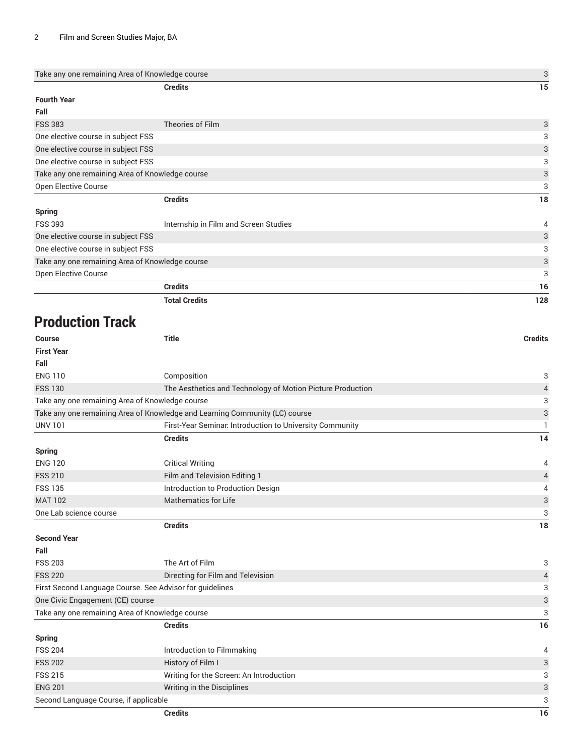| | | |
|---|---|---|
| Take any one remaining Area of Knowledge course | | 3 |
| | **Credits** | **15** |
| **Fourth Year** | | |
| **Fall** | | |
| FSS 383 | Theories of Film | 3 |
| One elective course in subject FSS | | 3 |
| One elective course in subject FSS | | 3 |
| One elective course in subject FSS | | 3 |
| Take any one remaining Area of Knowledge course | | 3 |
| Open Elective Course | | 3 |
| | **Credits** | **18** |
| **Spring** | | |
| FSS 393 | Internship in Film and Screen Studies | 4 |
| One elective course in subject FSS | | 3 |
| One elective course in subject FSS | | 3 |
| Take any one remaining Area of Knowledge course | | 3 |
| Open Elective Course | | 3 |
| | **Credits** | **16** |
| | **Total Credits** | **128** |

## Production Track

| Course | Title | Credits |
|---|---|---|
| **First Year** | | |
| **Fall** | | |
| ENG 110 | Composition | 3 |
| FSS 130 | The Aesthetics and Technology of Motion Picture Production | 4 |
| Take any one remaining Area of Knowledge course | | 3 |
| Take any one remaining Area of Knowledge and Learning Community (LC) course | | 3 |
| UNV 101 | First-Year Seminar: Introduction to University Community | 1 |
| | **Credits** | **14** |
| **Spring** | | |
| ENG 120 | Critical Writing | 4 |
| FSS 210 | Film and Television Editing 1 | 4 |
| FSS 135 | Introduction to Production Design | 4 |
| MAT 102 | Mathematics for Life | 3 |
| One Lab science course | | 3 |
| | **Credits** | **18** |
| **Second Year** | | |
| **Fall** | | |
| FSS 203 | The Art of Film | 3 |
| FSS 220 | Directing for Film and Television | 4 |
| First Second Language Course. See Advisor for guidelines | | 3 |
| One Civic Engagement (CE) course | | 3 |
| Take any one remaining Area of Knowledge course | | 3 |
| | **Credits** | **16** |
| **Spring** | | |
| FSS 204 | Introduction to Filmmaking | 4 |
| FSS 202 | History of Film I | 3 |
| FSS 215 | Writing for the Screen: An Introduction | 3 |
| ENG 201 | Writing in the Disciplines | 3 |
| Second Language Course, if applicable | | 3 |
| | **Credits** | **16** |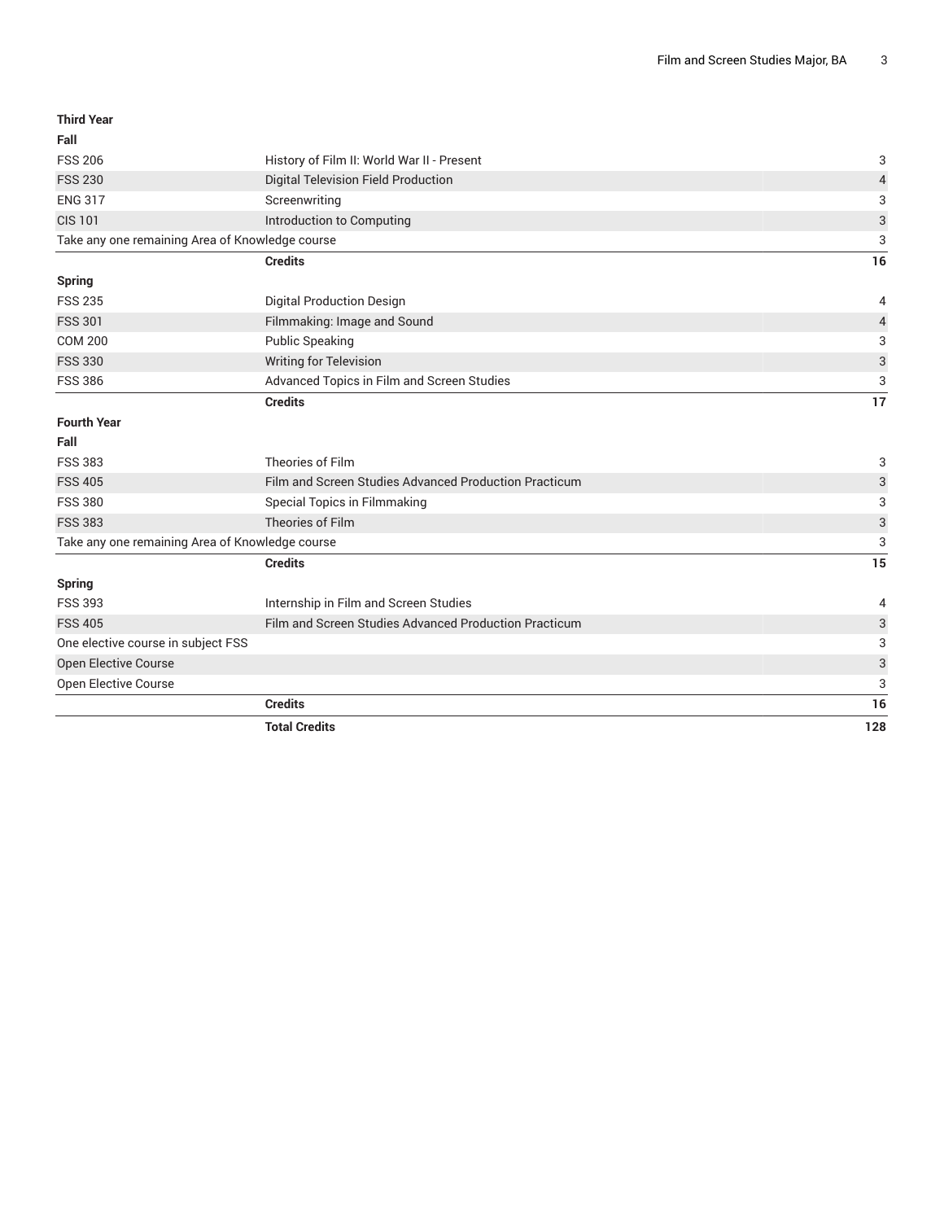| | | |
|---|---|---|
| **Third Year** | | |
| **Fall** | | |
| FSS 206 | History of Film II: World War II - Present | 3 |
| FSS 230 | Digital Television Field Production | 4 |
| ENG 317 | Screenwriting | 3 |
| CIS 101 | Introduction to Computing | 3 |
| Take any one remaining Area of Knowledge course | | 3 |
| | **Credits** | **16** |
| **Spring** | | |
| FSS 235 | Digital Production Design | 4 |
| FSS 301 | Filmmaking: Image and Sound | 4 |
| COM 200 | Public Speaking | 3 |
| FSS 330 | Writing for Television | 3 |
| FSS 386 | Advanced Topics in Film and Screen Studies | 3 |
| | **Credits** | **17** |
| **Fourth Year** | | |
| **Fall** | | |
| FSS 383 | Theories of Film | 3 |
| FSS 405 | Film and Screen Studies Advanced Production Practicum | 3 |
| FSS 380 | Special Topics in Filmmaking | 3 |
| FSS 383 | Theories of Film | 3 |
| Take any one remaining Area of Knowledge course | | 3 |
| | **Credits** | **15** |
| **Spring** | | |
| FSS 393 | Internship in Film and Screen Studies | 4 |
| FSS 405 | Film and Screen Studies Advanced Production Practicum | 3 |
| One elective course in subject FSS | | 3 |
| Open Elective Course | | 3 |
| Open Elective Course | | 3 |
| | **Credits** | **16** |
| | **Total Credits** | **128** |